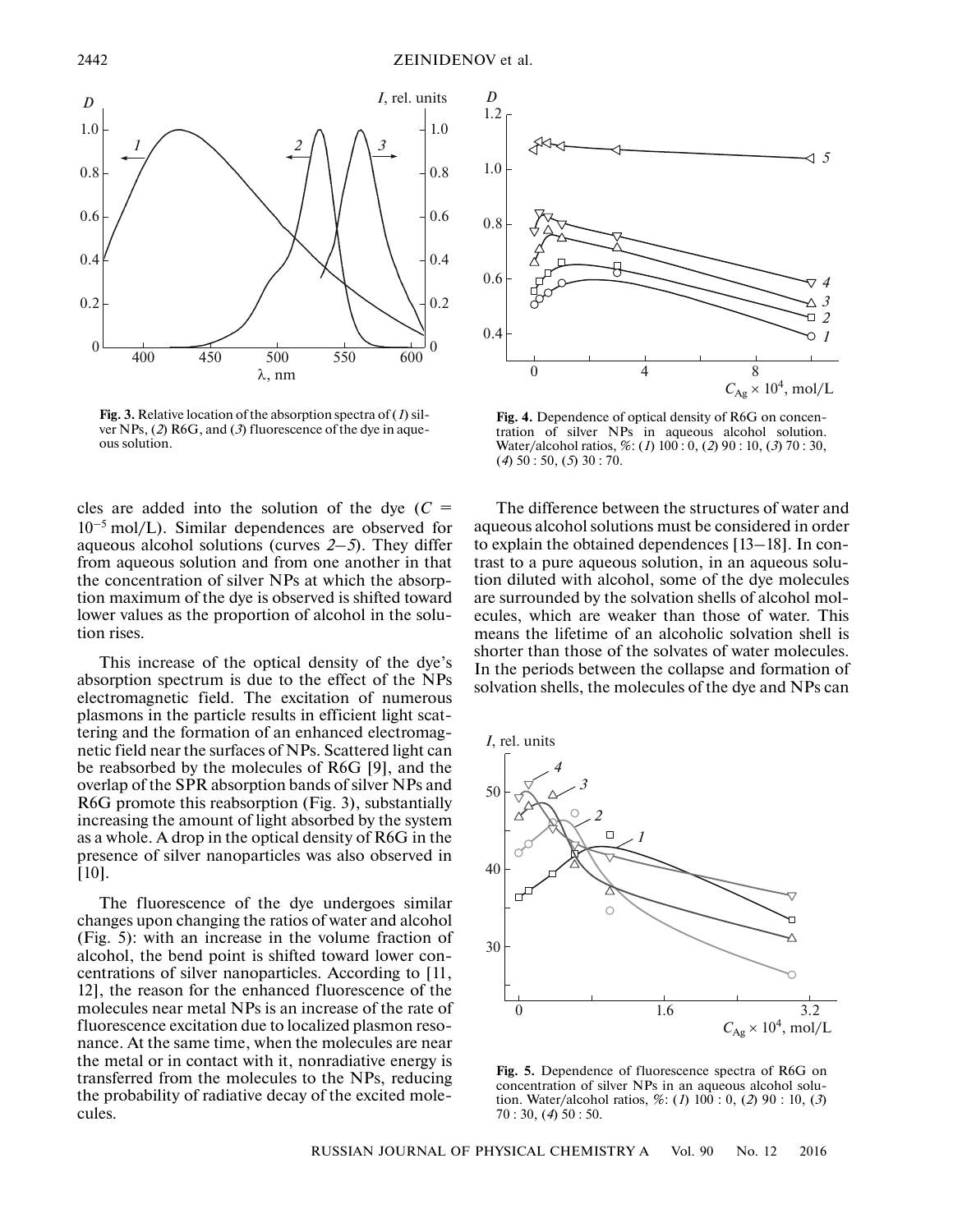**Fig. 3.** Relative location of the absorption spectra of (*1*) silver NPs, (*2*) R6G, and (*3*) fluorescence of the dye in aqueous solution.

**Fig. 4.** Dependence of optical density of R6G on concentration of silver NPs in aqueous alcohol solution. Water/alcohol ratios, %: (*1*) 100 : 0, (*2*) 90 : 10, (*3*) 70 : 30, (*4*) 50 : 50, (*5*) 30 : 70.

cles are added into the solution of the dye ($C = 10^{-5}$ mol/L). Similar dependences are observed for aqueous alcohol solutions (curves *2*–*5*). They differ from aqueous solution and from one another in that the concentration of silver NPs at which the absorption maximum of the dye is observed is shifted toward lower values as the proportion of alcohol in the solution rises.

This increase of the optical density of the dye's absorption spectrum is due to the effect of the NPs electromagnetic field. The excitation of numerous plasmons in the particle results in efficient light scattering and the formation of an enhanced electromagnetic field near the surfaces of NPs. Scattered light can be reabsorbed by the molecules of R6G [9], and the overlap of the SPR absorption bands of silver NPs and R6G promote this reabsorption (Fig. 3), substantially increasing the amount of light absorbed by the system as a whole. A drop in the optical density of R6G in the presence of silver nanoparticles was also observed in [10].

The fluorescence of the dye undergoes similar changes upon changing the ratios of water and alcohol (Fig. 5): with an increase in the volume fraction of alcohol, the bend point is shifted toward lower concentrations of silver nanoparticles. According to [11, 12], the reason for the enhanced fluorescence of the molecules near metal NPs is an increase of the rate of fluorescence excitation due to localized plasmon resonance. At the same time, when the molecules are near the metal or in contact with it, nonradiative energy is transferred from the molecules to the NPs, reducing the probability of radiative decay of the excited molecules.

The difference between the structures of water and aqueous alcohol solutions must be considered in order to explain the obtained dependences [13–18]. In contrast to a pure aqueous solution, in an aqueous solution diluted with alcohol, some of the dye molecules are surrounded by the solvation shells of alcohol molecules, which are weaker than those of water. This means the lifetime of an alcoholic solvation shell is shorter than those of the solvates of water molecules. In the periods between the collapse and formation of solvation shells, the molecules of the dye and NPs can

**Fig. 5.** Dependence of fluorescence spectra of R6G on concentration of silver NPs in an aqueous alcohol solution. Water/alcohol ratios, %: (*1*) 100 : 0, (*2*) 90 : 10, (*3*) 70 : 30, (*4*) 50 : 50.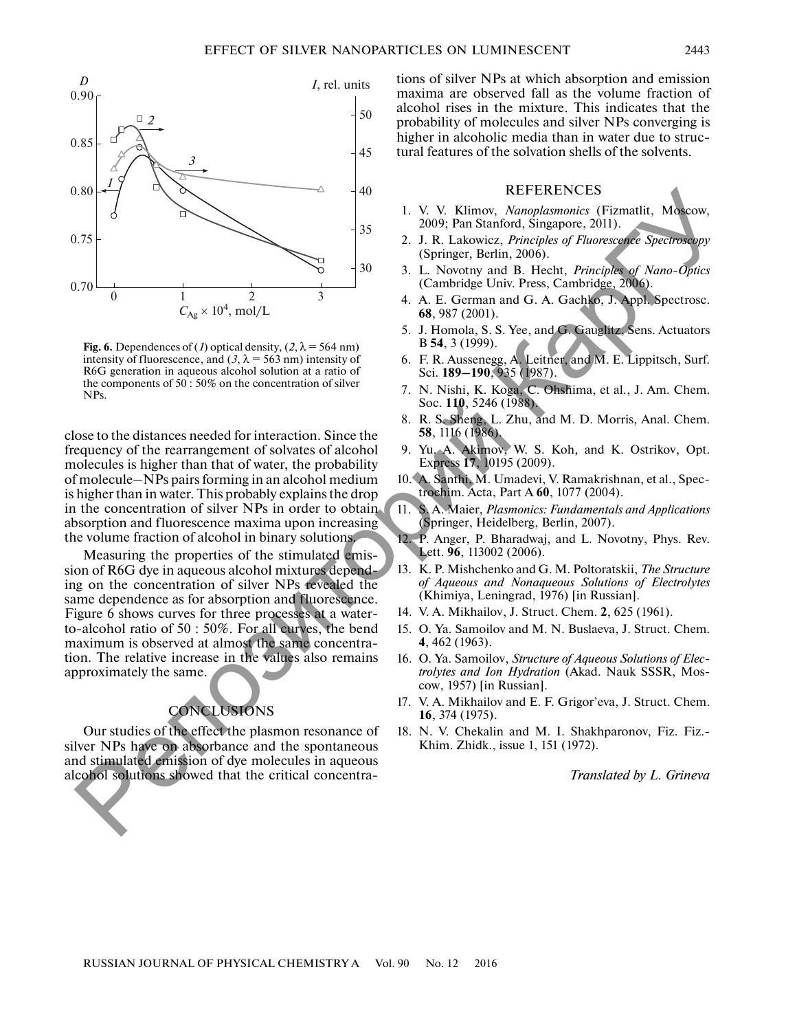D

I, rel. units

0.90

0.85

0.80

0.75

0.70

50

45

40

35

30

0

1

2

3

$C_{Ag} \times 10^4$, mol/L

1

2

3

**Fig. 6.** Dependences of (*1*) optical density, (*2*, $\lambda$ = 564 nm) intensity of fluorescence, and (*3*, $\lambda$ = 563 nm) intensity of R6G generation in aqueous alcohol solution at a ratio of the components of 50 : 50% on the concentration of silver NPs.

close to the distances needed for interaction. Since the frequency of the rearrangement of solvates of alcohol molecules is higher than that of water, the probability of molecule–NPs pairs forming in an alcohol medium is higher than in water. This probably explains the drop in the concentration of silver NPs in order to obtain absorption and fluorescence maxima upon increasing the volume fraction of alcohol in binary solutions.

Measuring the properties of the stimulated emission of R6G dye in aqueous alcohol mixtures depending on the concentration of silver NPs revealed the same dependence as for absorption and fluorescence. Figure 6 shows curves for three processes at a water-to-alcohol ratio of 50 : 50%. For all curves, the bend maximum is observed at almost the same concentration. The relative increase in the values also remains approximately the same.

## CONCLUSIONS

Our studies of the effect the plasmon resonance of silver NPs have on absorbance and the spontaneous and stimulated emission of dye molecules in aqueous alcohol solutions showed that the critical concentrations of silver NPs at which absorption and emission maxima are observed fall as the volume fraction of alcohol rises in the mixture. This indicates that the probability of molecules and silver NPs converging is higher in alcoholic media than in water due to structural features of the solvation shells of the solvents.

## REFERENCES

1. V. V. Klimov, *Nanoplasmonics* (Fizmatlit, Moscow, 2009; Pan Stanford, Singapore, 2011).
2. J. R. Lakowicz, *Principles of Fluorescence Spectroscopy* (Springer, Berlin, 2006).
3. L. Novotny and B. Hecht, *Principles of Nano-Optics* (Cambridge Univ. Press, Cambridge, 2006).
4. A. E. German and G. A. Gachko, J. Appl. Spectrosc. **68**, 987 (2001).
5. J. Homola, S. S. Yee, and G. Gauglitz, Sens. Actuators B **54**, 3 (1999).
6. F. R. Aussenegg, A. Leitner, and M. E. Lippitsch, Surf. Sci. **189–190**, 935 (1987).
7. N. Nishi, K. Koga, C. Ohshima, et al., J. Am. Chem. Soc. **110**, 5246 (1988).
8. R. S. Sheng, L. Zhu, and M. D. Morris, Anal. Chem. **58**, 1116 (1986).
9. Yu. A. Akimov, W. S. Koh, and K. Ostrikov, Opt. Express **17**, 10195 (2009).
10. A. Santhi, M. Umadevi, V. Ramakrishnan, et al., Spectrochim. Acta, Part A **60**, 1077 (2004).
11. S. A. Maier, *Plasmonics: Fundamentals and Applications* (Springer, Heidelberg, Berlin, 2007).
12. P. Anger, P. Bharadwaj, and L. Novotny, Phys. Rev. Lett. **96**, 113002 (2006).
13. K. P. Mishchenko and G. M. Poltoratskii, *The Structure of Aqueous and Nonaqueous Solutions of Electrolytes* (Khimiya, Leningrad, 1976) [in Russian].
14. V. A. Mikhailov, J. Struct. Chem. **2**, 625 (1961).
15. O. Ya. Samoilov and M. N. Buslaeva, J. Struct. Chem. **4**, 462 (1963).
16. O. Ya. Samoilov, *Structure of Aqueous Solutions of Electrolytes and Ion Hydration* (Akad. Nauk SSSR, Moscow, 1957) [in Russian].
17. V. A. Mikhailov and E. F. Grigor'eva, J. Struct. Chem. **16**, 374 (1975).
18. N. V. Chekalin and M. I. Shakhparonov, Fiz. Fiz.-Khim. Zhidk., issue 1, 151 (1972).

*Translated by L. Grineva*